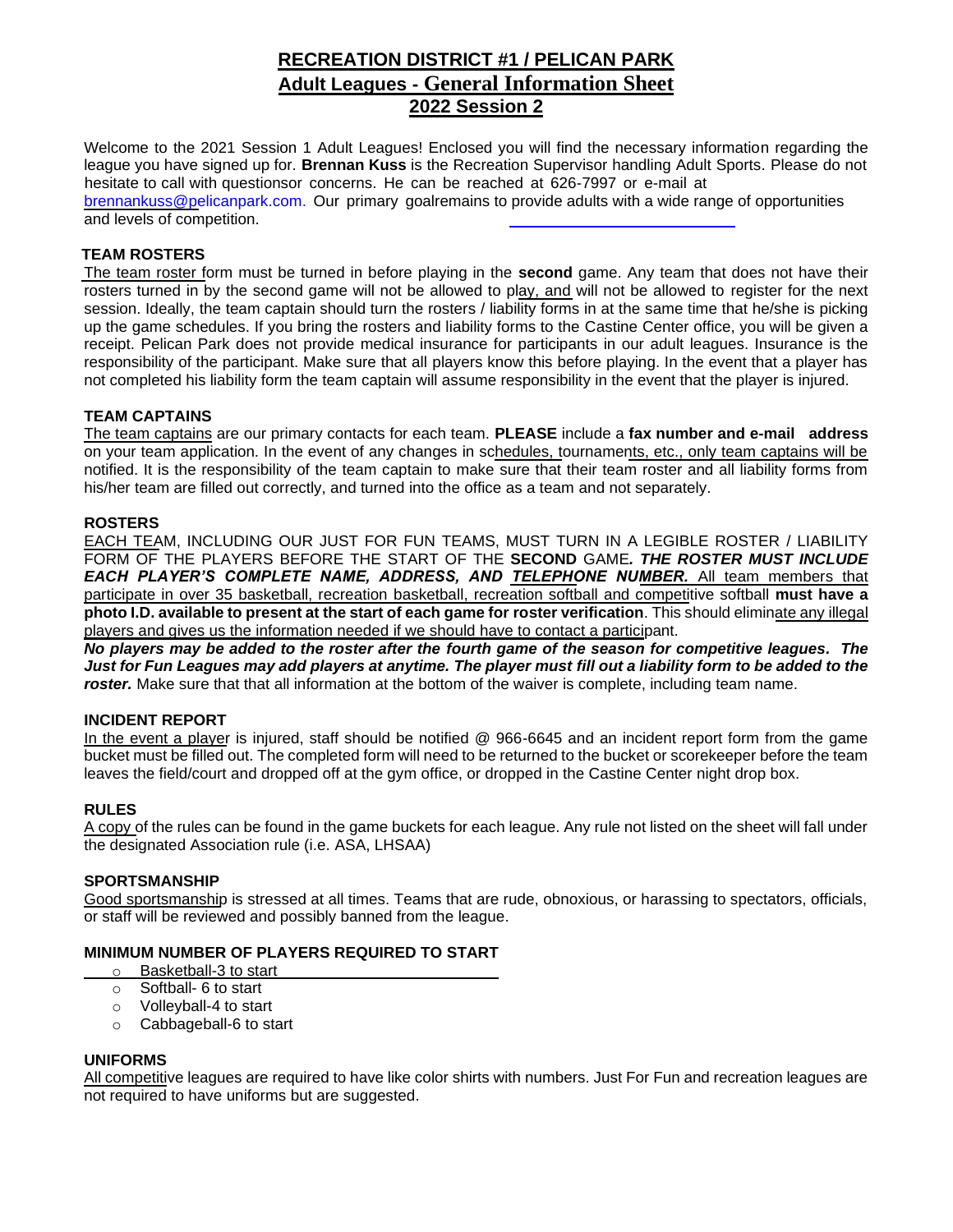# RECREATION DISTRICT #1 / PELICAN PARK
## Adult Leagues - General Information Sheet
## 2022 Session 2

Welcome to the 2021 Session 1 Adult Leagues! Enclosed you will find the necessary information regarding the league you have signed up for. **Brennan Kuss** is the Recreation Supervisor handling Adult Sports. Please do not hesitate to call with questionsor concerns. He can be reached at 626-7997 or e-mail at brennankuss@pelicanpark.com. Our primary goalremains to provide adults with a wide range of opportunities and levels of competition.

**TEAM ROSTERS**

The team roster form must be turned in before playing in the **second** game. Any team that does not have their rosters turned in by the second game will not be allowed to play, and will not be allowed to register for the next session. Ideally, the team captain should turn the rosters / liability forms in at the same time that he/she is picking up the game schedules. If you bring the rosters and liability forms to the Castine Center office, you will be given a receipt. Pelican Park does not provide medical insurance for participants in our adult leagues. Insurance is the responsibility of the participant. Make sure that all players know this before playing. In the event that a player has not completed his liability form the team captain will assume responsibility in the event that the player is injured.

**TEAM CAPTAINS**

The team captains are our primary contacts for each team. **PLEASE** include a **fax number and e-mail address** on your team application. In the event of any changes in schedules, tournaments, etc., only team captains will be notified. It is the responsibility of the team captain to make sure that their team roster and all liability forms from his/her team are filled out correctly, and turned into the office as a team and not separately.

**ROSTERS**

EACH TEAM, INCLUDING OUR JUST FOR FUN TEAMS, MUST TURN IN A LEGIBLE ROSTER / LIABILITY FORM OF THE PLAYERS BEFORE THE START OF THE **SECOND** GAME***. THE ROSTER MUST INCLUDE EACH PLAYER'S COMPLETE NAME, ADDRESS, AND TELEPHONE NUMBER.*** All team members that participate in over 35 basketball, recreation basketball, recreation softball and competitive softball **must have a photo I.D. available to present at the start of each game for roster verification**. This should eliminate any illegal players and gives us the information needed if we should have to contact a participant.

***No players may be added to the roster after the fourth game of the season for competitive leagues. The Just for Fun Leagues may add players at anytime. The player must fill out a liability form to be added to the roster.*** Make sure that that all information at the bottom of the waiver is complete, including team name.

**INCIDENT REPORT**

In the event a player is injured, staff should be notified @ 966-6645 and an incident report form from the game bucket must be filled out. The completed form will need to be returned to the bucket or scorekeeper before the team leaves the field/court and dropped off at the gym office, or dropped in the Castine Center night drop box.

**RULES**

A copy of the rules can be found in the game buckets for each league. Any rule not listed on the sheet will fall under the designated Association rule (i.e. ASA, LHSAA)

**SPORTSMANSHIP**

Good sportsmanship is stressed at all times. Teams that are rude, obnoxious, or harassing to spectators, officials, or staff will be reviewed and possibly banned from the league.

**MINIMUM NUMBER OF PLAYERS REQUIRED TO START**

- Basketball-3 to start
- Softball- 6 to start
- Volleyball-4 to start
- Cabbageball-6 to start

**UNIFORMS**

All competitive leagues are required to have like color shirts with numbers. Just For Fun and recreation leagues are not required to have uniforms but are suggested.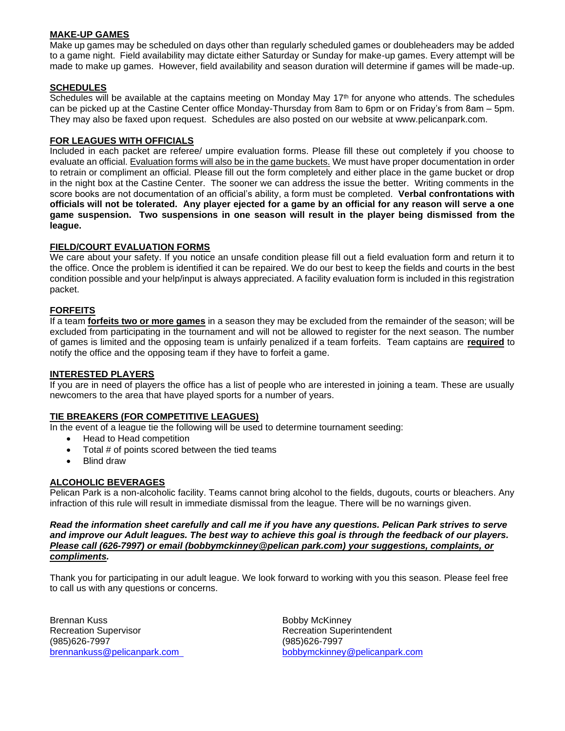**MAKE-UP GAMES**

Make up games may be scheduled on days other than regularly scheduled games or doubleheaders may be added to a game night. Field availability may dictate either Saturday or Sunday for make-up games. Every attempt will be made to make up games. However, field availability and season duration will determine if games will be made-up.

**SCHEDULES**

Schedules will be available at the captains meeting on Monday May 17th for anyone who attends. The schedules can be picked up at the Castine Center office Monday-Thursday from 8am to 6pm or on Friday's from 8am – 5pm. They may also be faxed upon request. Schedules are also posted on our website at www.pelicanpark.com.

**FOR LEAGUES WITH OFFICIALS**

Included in each packet are referee/ umpire evaluation forms. Please fill these out completely if you choose to evaluate an official. Evaluation forms will also be in the game buckets. We must have proper documentation in order to retrain or compliment an official. Please fill out the form completely and either place in the game bucket or drop in the night box at the Castine Center. The sooner we can address the issue the better. Writing comments in the score books are not documentation of an official's ability, a form must be completed. **Verbal confrontations with officials will not be tolerated. Any player ejected for a game by an official for any reason will serve a one game suspension. Two suspensions in one season will result in the player being dismissed from the league.**

**FIELD/COURT EVALUATION FORMS**

We care about your safety. If you notice an unsafe condition please fill out a field evaluation form and return it to the office. Once the problem is identified it can be repaired. We do our best to keep the fields and courts in the best condition possible and your help/input is always appreciated. A facility evaluation form is included in this registration packet.

**FORFEITS**

If a team **forfeits two or more games** in a season they may be excluded from the remainder of the season; will be excluded from participating in the tournament and will not be allowed to register for the next season. The number of games is limited and the opposing team is unfairly penalized if a team forfeits. Team captains are **required** to notify the office and the opposing team if they have to forfeit a game.

**INTERESTED PLAYERS**

If you are in need of players the office has a list of people who are interested in joining a team. These are usually newcomers to the area that have played sports for a number of years.

**TIE BREAKERS (FOR COMPETITIVE LEAGUES)**

In the event of a league tie the following will be used to determine tournament seeding:

- Head to Head competition
- Total # of points scored between the tied teams
- Blind draw

**ALCOHOLIC BEVERAGES**

Pelican Park is a non-alcoholic facility. Teams cannot bring alcohol to the fields, dugouts, courts or bleachers. Any infraction of this rule will result in immediate dismissal from the league. There will be no warnings given.

***Read the information sheet carefully and call me if you have any questions. Pelican Park strives to serve and improve our Adult leagues. The best way to achieve this goal is through the feedback of our players. Please call (626-7997) or email (bobbymckinney@pelican park.com) your suggestions, complaints, or compliments.***

Thank you for participating in our adult league. We look forward to working with you this season. Please feel free to call us with any questions or concerns.

Brennan Kuss
Recreation Supervisor
(985)626-7997
brennankuss@pelicanpark.com

Bobby McKinney
Recreation Superintendent
(985)626-7997
bobbymckinney@pelicanpark.com